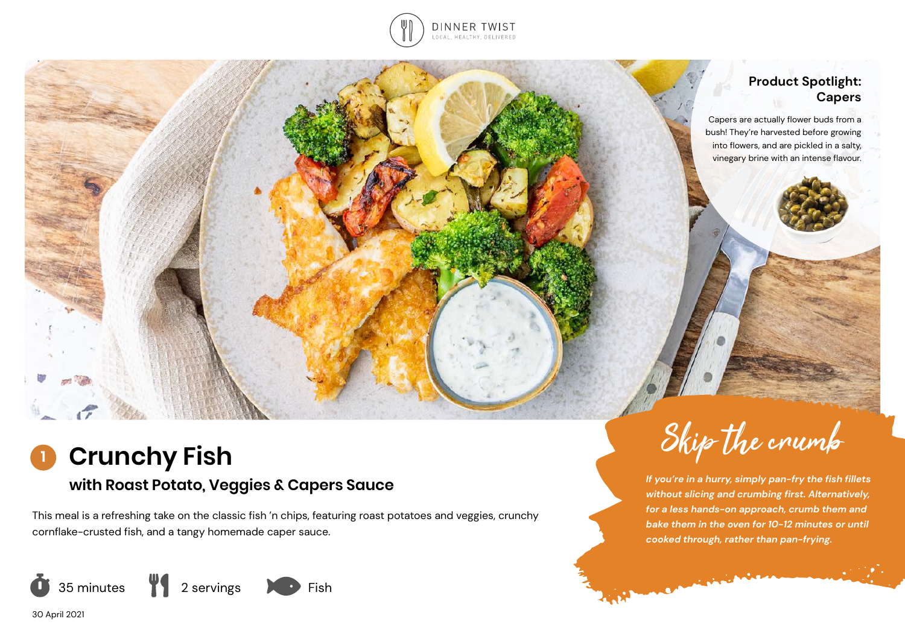DINNER TWIST
LOCAL. HEALTHY. DELIVERED

## Product Spotlight: Capers

Capers are actually flower buds from a bush! They're harvested before growing into flowers, and are pickled in a salty, vinegary brine with an intense flavour.

# 1 Crunchy Fish

## with Roast Potato, Veggies & Capers Sauce

This meal is a refreshing take on the classic fish 'n chips, featuring roast potatoes and veggies, crunchy cornflake-crusted fish, and a tangy homemade caper sauce.

35 minutes | 2 servings | Fish

30 April 2021

## Skip the crumb

*If you're in a hurry, simply pan-fry the fish fillets without slicing and crumbing first. Alternatively, for a less hands-on approach, crumb them and bake them in the oven for 10-12 minutes or until cooked through, rather than pan-frying.*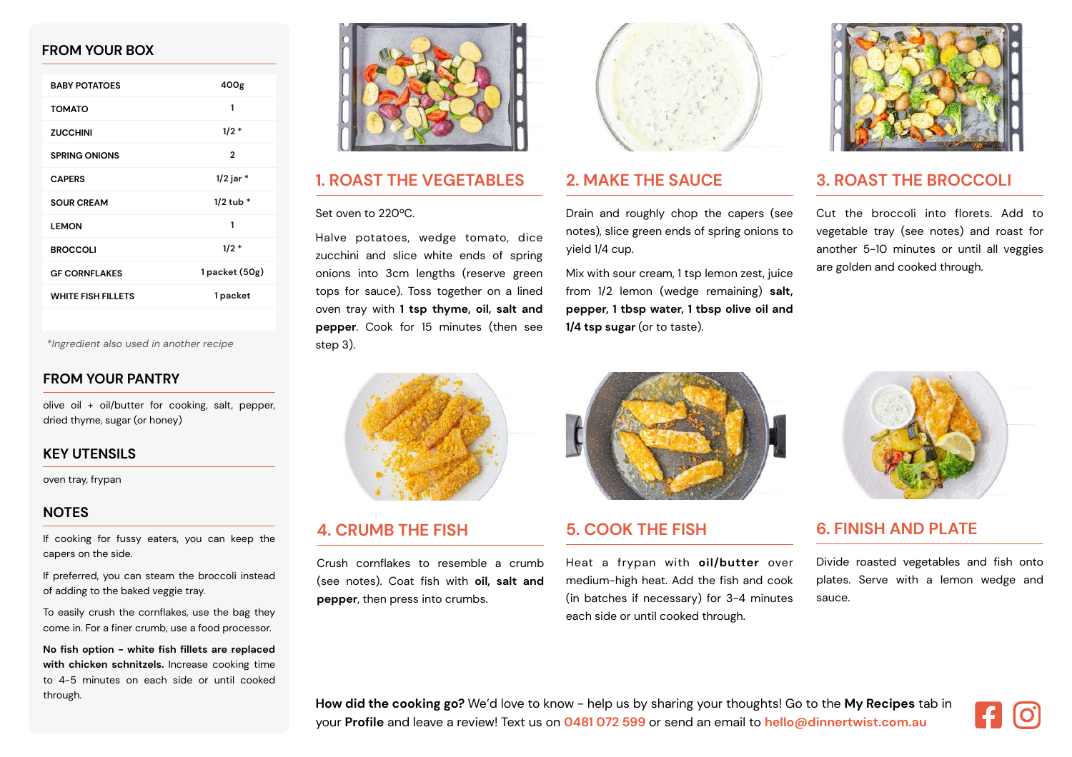## FROM YOUR BOX

| | |
|---|---|
| BABY POTATOES | 400g |
| TOMATO | 1 |
| ZUCCHINI | 1/2 * |
| SPRING ONIONS | 2 |
| CAPERS | 1/2 jar * |
| SOUR CREAM | 1/2 tub * |
| LEMON | 1 |
| BROCCOLI | 1/2 * |
| GF CORNFLAKES | 1 packet (50g) |
| WHITE FISH FILLETS | 1 packet |

*\*Ingredient also used in another recipe*

## FROM YOUR PANTRY

olive oil + oil/butter for cooking, salt, pepper, dried thyme, sugar (or honey)

## KEY UTENSILS

oven tray, frypan

## NOTES

If cooking for fussy eaters, you can keep the capers on the side.

If preferred, you can steam the broccoli instead of adding to the baked veggie tray.

To easily crush the cornflakes, use the bag they come in. For a finer crumb, use a food processor.

**No fish option – white fish fillets are replaced with chicken schnitzels.** Increase cooking time to 4-5 minutes on each side or until cooked through.

## 1. ROAST THE VEGETABLES

Set oven to 220°C.

Halve potatoes, wedge tomato, dice zucchini and slice white ends of spring onions into 3cm lengths (reserve green tops for sauce). Toss together on a lined oven tray with **1 tsp thyme, oil, salt and pepper**. Cook for 15 minutes (then see step 3).

## 2. MAKE THE SAUCE

Drain and roughly chop the capers (see notes), slice green ends of spring onions to yield 1/4 cup.

Mix with sour cream, 1 tsp lemon zest, juice from 1/2 lemon (wedge remaining) **salt, pepper, 1 tbsp water, 1 tbsp olive oil and 1/4 tsp sugar** (or to taste).

## 3. ROAST THE BROCCOLI

Cut the broccoli into florets. Add to vegetable tray (see notes) and roast for another 5-10 minutes or until all veggies are golden and cooked through.

## 4. CRUMB THE FISH

Crush cornflakes to resemble a crumb (see notes). Coat fish with **oil, salt and pepper**, then press into crumbs.

## 5. COOK THE FISH

Heat a frypan with **oil/butter** over medium-high heat. Add the fish and cook (in batches if necessary) for 3-4 minutes each side or until cooked through.

## 6. FINISH AND PLATE

Divide roasted vegetables and fish onto plates. Serve with a lemon wedge and sauce.

**How did the cooking go?** We'd love to know - help us by sharing your thoughts! Go to the **My Recipes** tab in your **Profile** and leave a review! Text us on 0481 072 599 or send an email to hello@dinnertwist.com.au